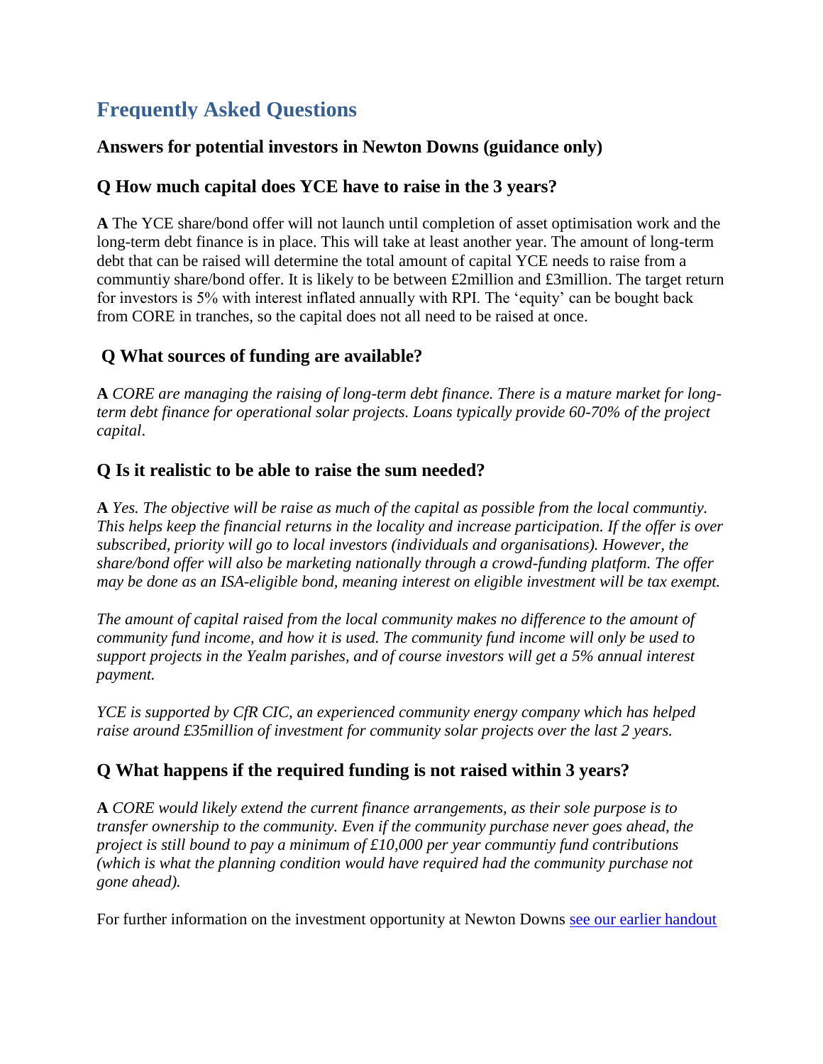# Frequently Asked Questions

## Answers for potential investors in Newton Downs (guidance only)

### Q How much capital does YCE have to raise in the 3 years?

**A** The YCE share/bond offer will not launch until completion of asset optimisation work and the long-term debt finance is in place. This will take at least another year. The amount of long-term debt that can be raised will determine the total amount of capital YCE needs to raise from a communtiy share/bond offer. It is likely to be between £2million and £3million. The target return for investors is 5% with interest inflated annually with RPI. The 'equity' can be bought back from CORE in tranches, so the capital does not all need to be raised at once.

### Q What sources of funding are available?

**A** *CORE are managing the raising of long-term debt finance. There is a mature market for long-term debt finance for operational solar projects. Loans typically provide 60-70% of the project capital*.

### Q Is it realistic to be able to raise the sum needed?

**A** *Yes. The objective will be raise as much of the capital as possible from the local communtiy. This helps keep the financial returns in the locality and increase participation. If the offer is over subscribed, priority will go to local investors (individuals and organisations). However, the share/bond offer will also be marketing nationally through a crowd-funding platform. The offer may be done as an ISA-eligible bond, meaning interest on eligible investment will be tax exempt.*

*The amount of capital raised from the local community makes no difference to the amount of community fund income, and how it is used. The community fund income will only be used to support projects in the Yealm parishes, and of course investors will get a 5% annual interest payment.*

*YCE is supported by CfR CIC, an experienced community energy company which has helped raise around £35million of investment for community solar projects over the last 2 years.*

### Q What happens if the required funding is not raised within 3 years?

**A** *CORE would likely extend the current finance arrangements, as their sole purpose is to transfer ownership to the community. Even if the community purchase never goes ahead, the project is still bound to pay a minimum of £10,000 per year communtiy fund contributions (which is what the planning condition would have required had the community purchase not gone ahead).*

For further information on the investment opportunity at Newton Downs [see our earlier handout]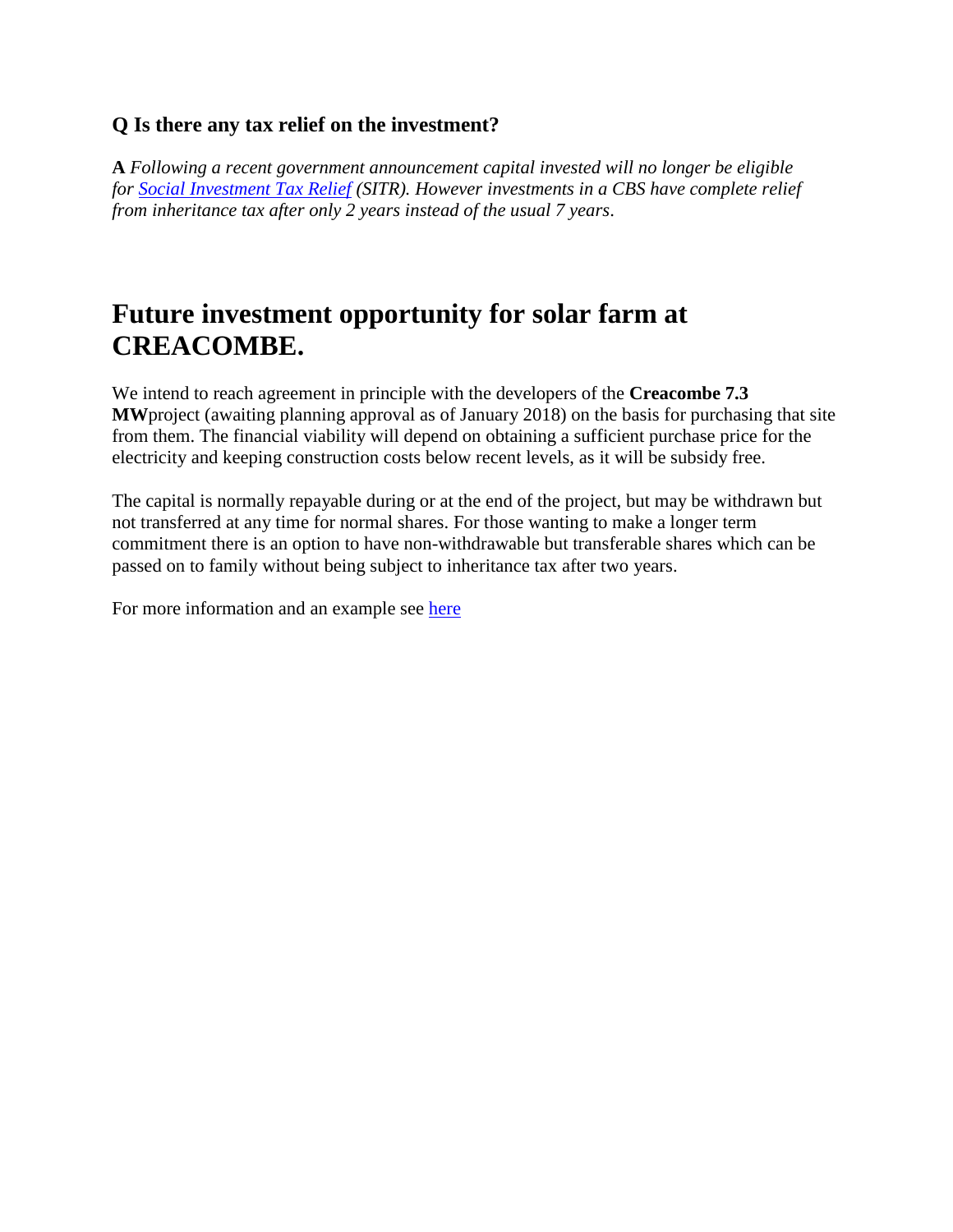### Q Is there any tax relief on the investment?

**A** *Following a recent government announcement capital invested will no longer be eligible for [Social Investment Tax Relief](#) (SITR). However investments in a CBS have complete relief from inheritance tax after only 2 years instead of the usual 7 years*.

## Future investment opportunity for solar farm at CREACOMBE.

We intend to reach agreement in principle with the developers of the **Creacombe 7.3 MW**project (awaiting planning approval as of January 2018) on the basis for purchasing that site from them. The financial viability will depend on obtaining a sufficient purchase price for the electricity and keeping construction costs below recent levels, as it will be subsidy free.

The capital is normally repayable during or at the end of the project, but may be withdrawn but not transferred at any time for normal shares. For those wanting to make a longer term commitment there is an option to have non-withdrawable but transferable shares which can be passed on to family without being subject to inheritance tax after two years.

For more information and an example see [here](#)